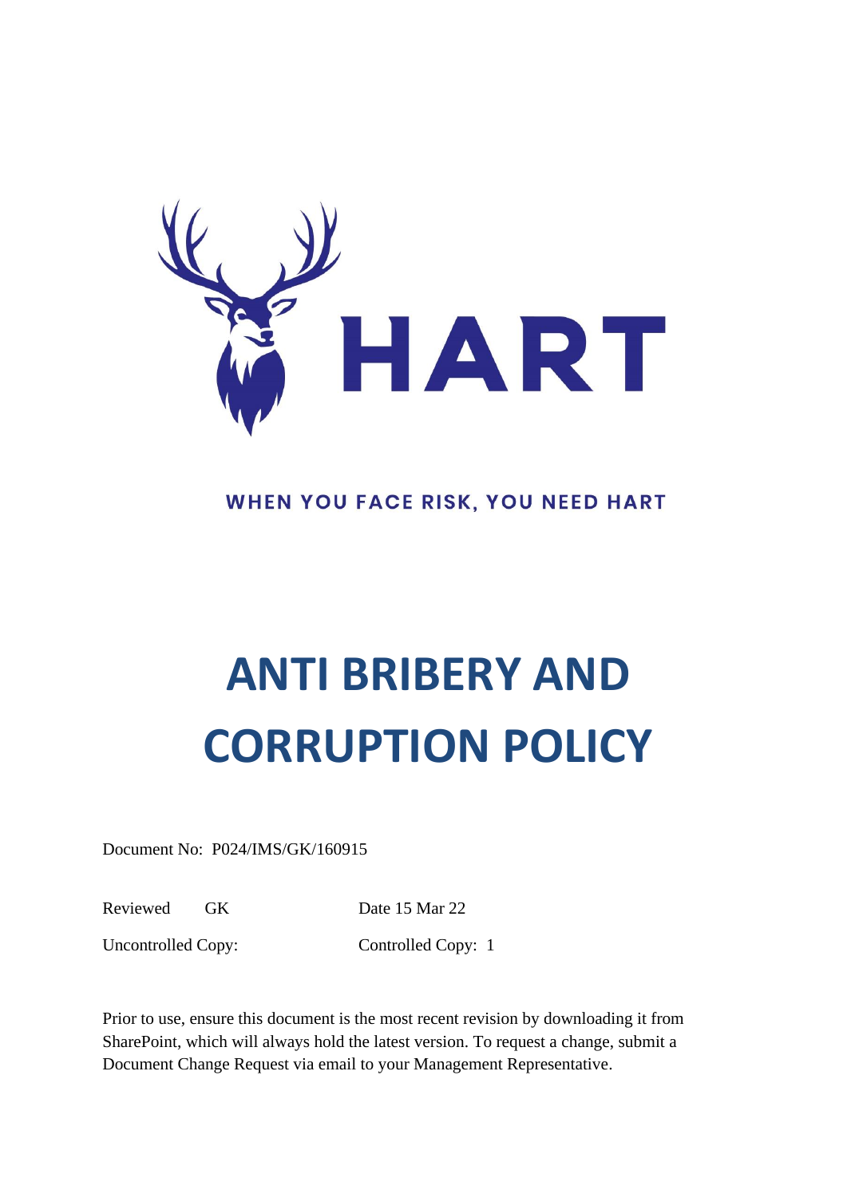HART

WHEN YOU FACE RISK, YOU NEED HART

# ANTI BRIBERY AND CORRUPTION POLICY

Document No: P024/IMS/GK/160915

| Reviewed GK | Date 15 Mar 22 |
| --- | --- |
| Uncontrolled Copy: | Controlled Copy: 1 |

Prior to use, ensure this document is the most recent revision by downloading it from SharePoint, which will always hold the latest version. To request a change, submit a Document Change Request via email to your Management Representative.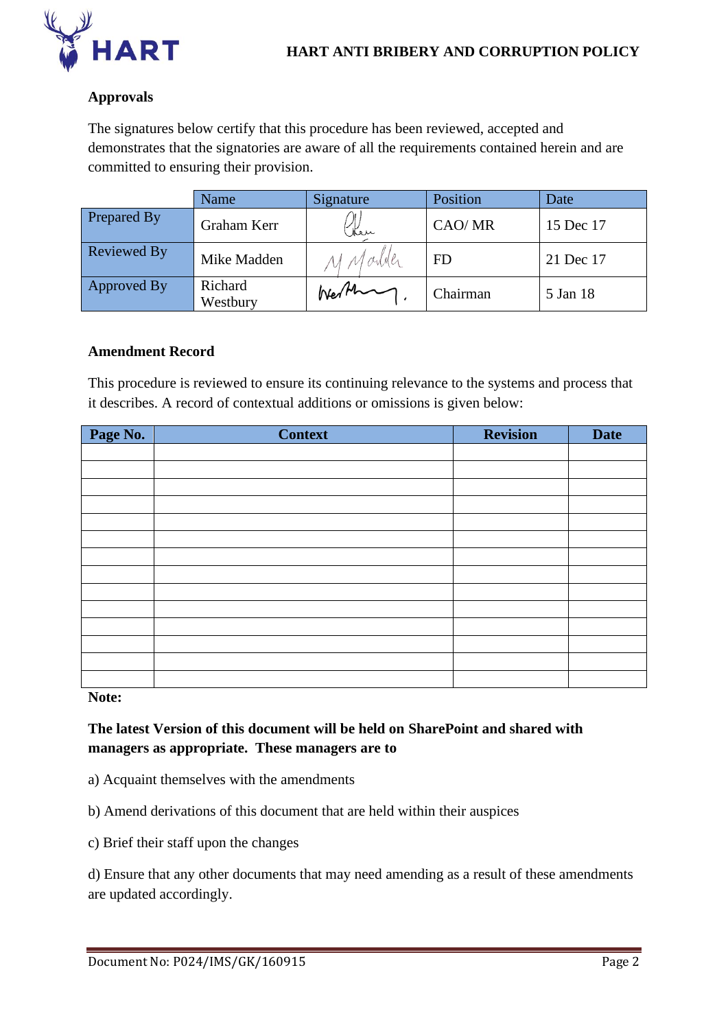## Approvals

The signatures below certify that this procedure has been reviewed, accepted and demonstrates that the signatories are aware of all the requirements contained herein and are committed to ensuring their provision.

| | Name | Signature | Position | Date |
|---|---|---|---|---|
| Prepared By | Graham Kerr | | CAO/ MR | 15 Dec 17 |
| Reviewed By | Mike Madden | | FD | 21 Dec 17 |
| Approved By | Richard Westbury | | Chairman | 5 Jan 18 |

## Amendment Record

This procedure is reviewed to ensure its continuing relevance to the systems and process that it describes. A record of contextual additions or omissions is given below:

| Page No. | Context | Revision | Date |
|---|---|---|---|
| | | | |
| | | | |
| | | | |
| | | | |
| | | | |
| | | | |
| | | | |
| | | | |
| | | | |
| | | | |
| | | | |
| | | | |
| | | | |
| | | | |

**Note:**

**The latest Version of this document will be held on SharePoint and shared with managers as appropriate. These managers are to**

a) Acquaint themselves with the amendments

b) Amend derivations of this document that are held within their auspices

c) Brief their staff upon the changes

d) Ensure that any other documents that may need amending as a result of these amendments are updated accordingly.

Document No: P024/IMS/GK/160915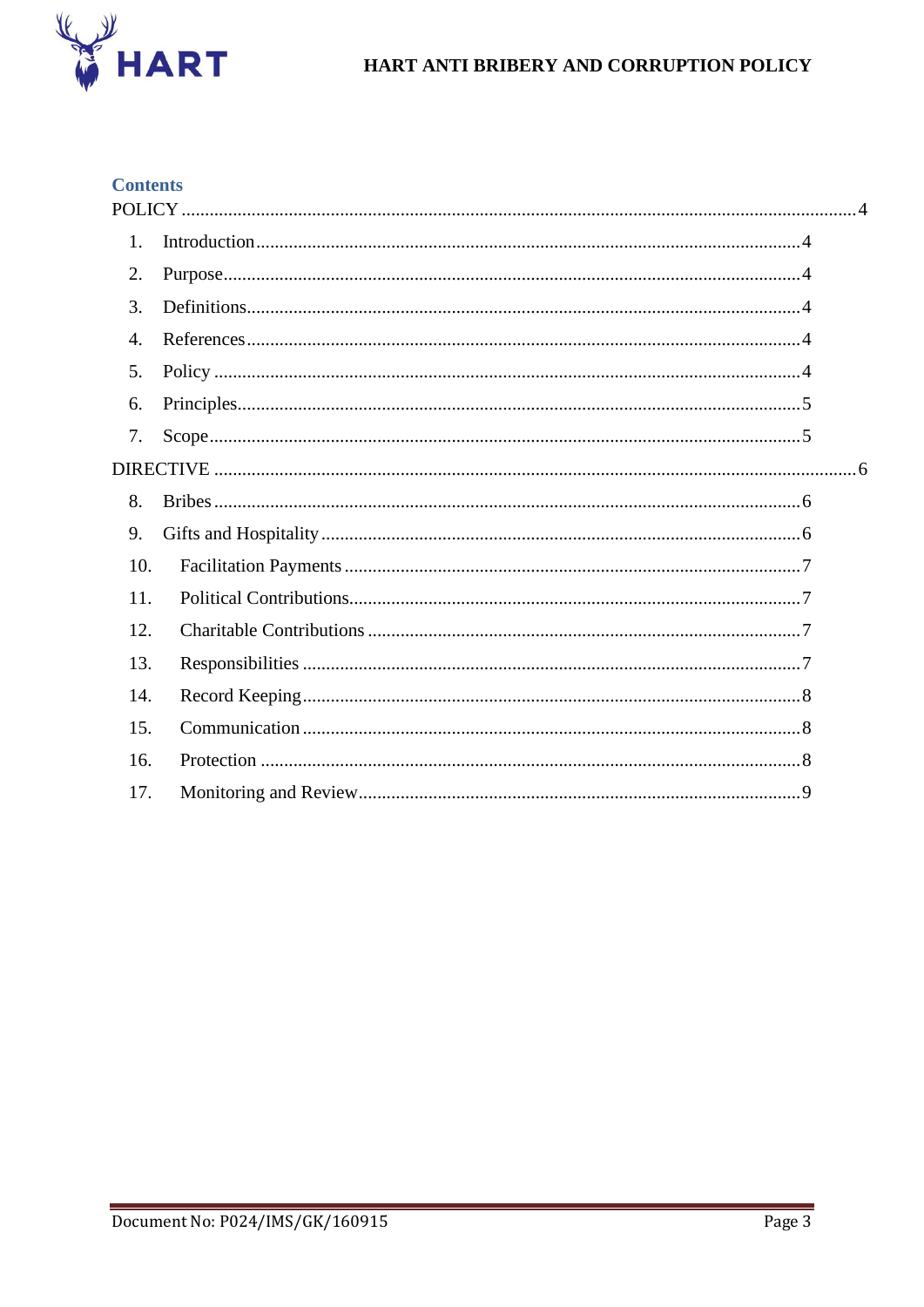## Contents

POLICY ........................................................................................................................................ 4

1. Introduction ................................................................................................................. 4
2. Purpose ........................................................................................................................ 4
3. Definitions .................................................................................................................... 4
4. References ..................................................................................................................... 4
5. Policy ............................................................................................................................ 4
6. Principles ....................................................................................................................... 5
7. Scope ............................................................................................................................. 5

DIRECTIVE .................................................................................................................................. 6

8. Bribes ............................................................................................................................ 6
9. Gifts and Hospitality ..................................................................................................... 6
10. Facilitation Payments ................................................................................................. 7
11. Political Contributions ................................................................................................ 7
12. Charitable Contributions ............................................................................................ 7
13. Responsibilities ........................................................................................................... 7
14. Record Keeping ........................................................................................................... 8
15. Communication .......................................................................................................... 8
16. Protection ................................................................................................................... 8
17. Monitoring and Review ............................................................................................... 9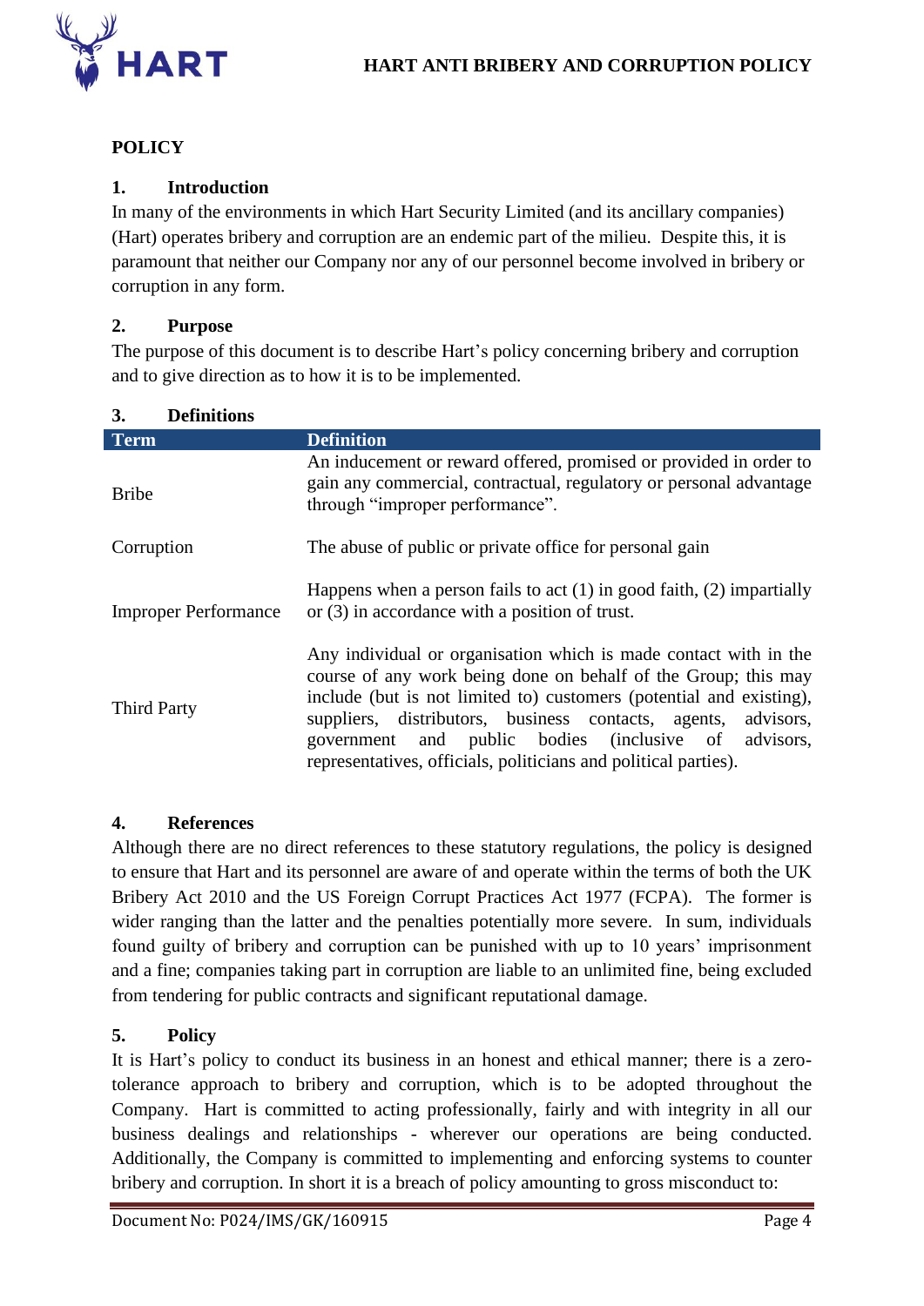## POLICY

### 1. Introduction

In many of the environments in which Hart Security Limited (and its ancillary companies) (Hart) operates bribery and corruption are an endemic part of the milieu. Despite this, it is paramount that neither our Company nor any of our personnel become involved in bribery or corruption in any form.

### 2. Purpose

The purpose of this document is to describe Hart's policy concerning bribery and corruption and to give direction as to how it is to be implemented.

### 3. Definitions

| Term | Definition |
| --- | --- |
| Bribe | An inducement or reward offered, promised or provided in order to gain any commercial, contractual, regulatory or personal advantage through "improper performance". |
| Corruption | The abuse of public or private office for personal gain |
| Improper Performance | Happens when a person fails to act (1) in good faith, (2) impartially or (3) in accordance with a position of trust. |
| Third Party | Any individual or organisation which is made contact with in the course of any work being done on behalf of the Group; this may include (but is not limited to) customers (potential and existing), suppliers, distributors, business contacts, agents, advisors, government and public bodies (inclusive of advisors, representatives, officials, politicians and political parties). |

### 4. References

Although there are no direct references to these statutory regulations, the policy is designed to ensure that Hart and its personnel are aware of and operate within the terms of both the UK Bribery Act 2010 and the US Foreign Corrupt Practices Act 1977 (FCPA). The former is wider ranging than the latter and the penalties potentially more severe. In sum, individuals found guilty of bribery and corruption can be punished with up to 10 years' imprisonment and a fine; companies taking part in corruption are liable to an unlimited fine, being excluded from tendering for public contracts and significant reputational damage.

### 5. Policy

It is Hart's policy to conduct its business in an honest and ethical manner; there is a zero-tolerance approach to bribery and corruption, which is to be adopted throughout the Company. Hart is committed to acting professionally, fairly and with integrity in all our business dealings and relationships - wherever our operations are being conducted. Additionally, the Company is committed to implementing and enforcing systems to counter bribery and corruption. In short it is a breach of policy amounting to gross misconduct to: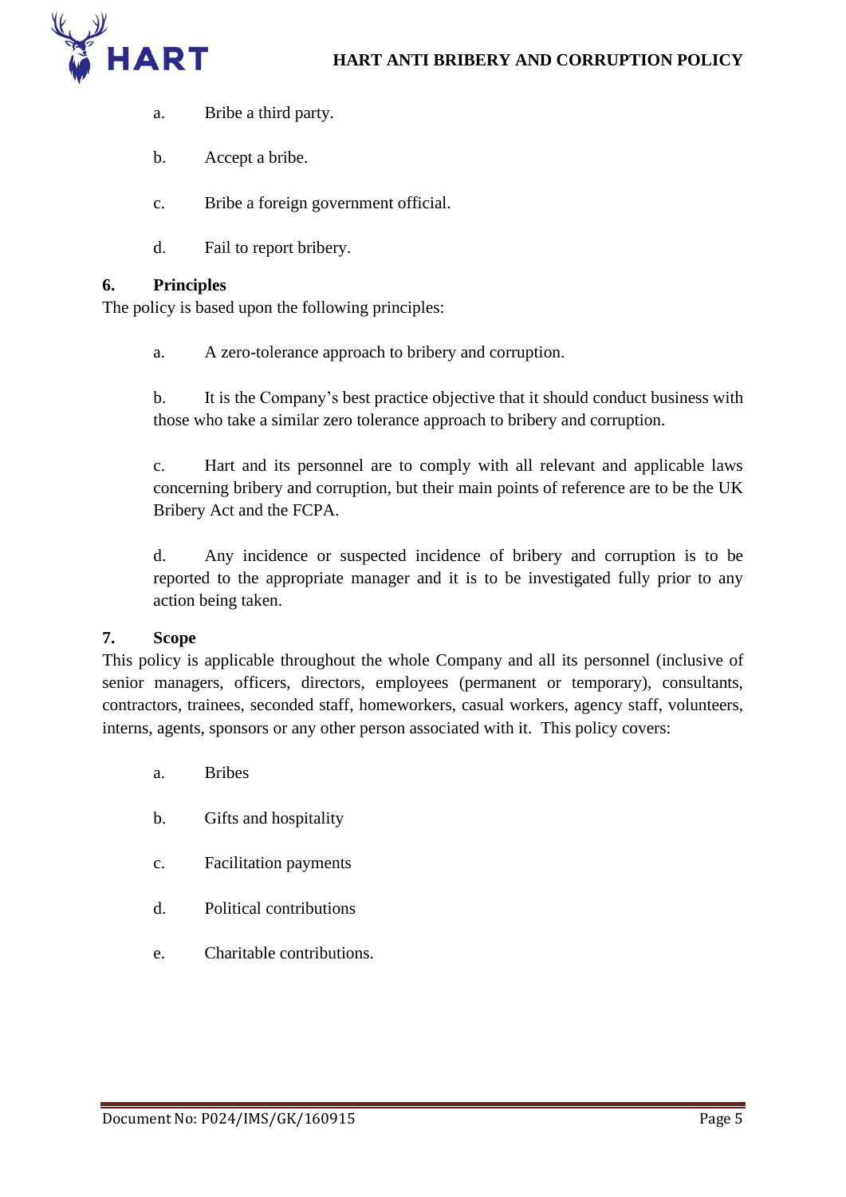a. Bribe a third party.

b. Accept a bribe.

c. Bribe a foreign government official.

d. Fail to report bribery.

## 6. Principles

The policy is based upon the following principles:

a. A zero-tolerance approach to bribery and corruption.

b. It is the Company's best practice objective that it should conduct business with those who take a similar zero tolerance approach to bribery and corruption.

c. Hart and its personnel are to comply with all relevant and applicable laws concerning bribery and corruption, but their main points of reference are to be the UK Bribery Act and the FCPA.

d. Any incidence or suspected incidence of bribery and corruption is to be reported to the appropriate manager and it is to be investigated fully prior to any action being taken.

## 7. Scope

This policy is applicable throughout the whole Company and all its personnel (inclusive of senior managers, officers, directors, employees (permanent or temporary), consultants, contractors, trainees, seconded staff, homeworkers, casual workers, agency staff, volunteers, interns, agents, sponsors or any other person associated with it. This policy covers:

a. Bribes

b. Gifts and hospitality

c. Facilitation payments

d. Political contributions

e. Charitable contributions.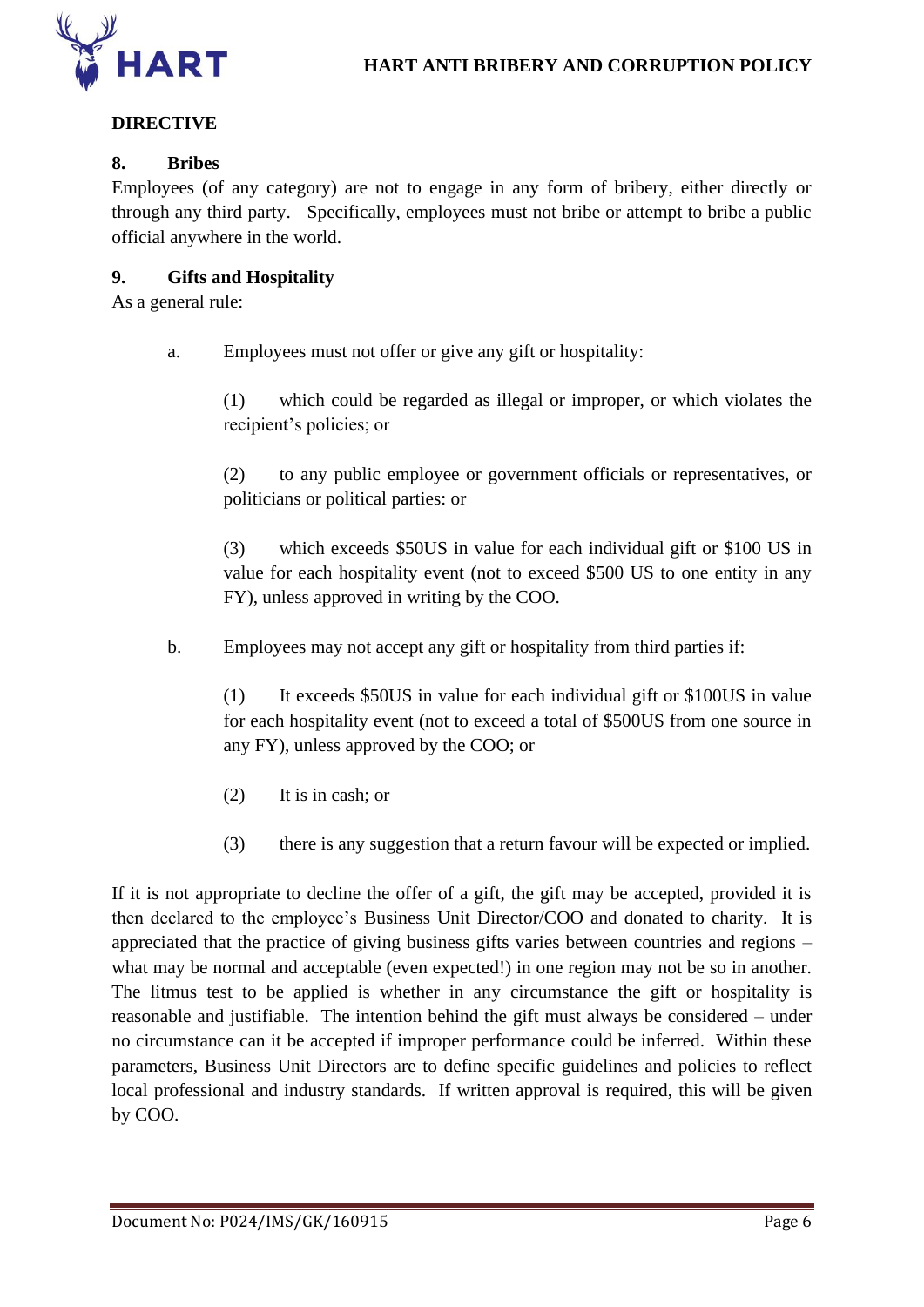**DIRECTIVE**

**8. Bribes**

Employees (of any category) are not to engage in any form of bribery, either directly or through any third party. Specifically, employees must not bribe or attempt to bribe a public official anywhere in the world.

**9. Gifts and Hospitality**

As a general rule:

a. Employees must not offer or give any gift or hospitality:

(1) which could be regarded as illegal or improper, or which violates the recipient's policies; or

(2) to any public employee or government officials or representatives, or politicians or political parties: or

(3) which exceeds $50US in value for each individual gift or $100 US in value for each hospitality event (not to exceed $500 US to one entity in any FY), unless approved in writing by the COO.

b. Employees may not accept any gift or hospitality from third parties if:

(1) It exceeds $50US in value for each individual gift or $100US in value for each hospitality event (not to exceed a total of $500US from one source in any FY), unless approved by the COO; or

(2) It is in cash; or

(3) there is any suggestion that a return favour will be expected or implied.

If it is not appropriate to decline the offer of a gift, the gift may be accepted, provided it is then declared to the employee's Business Unit Director/COO and donated to charity. It is appreciated that the practice of giving business gifts varies between countries and regions – what may be normal and acceptable (even expected!) in one region may not be so in another. The litmus test to be applied is whether in any circumstance the gift or hospitality is reasonable and justifiable. The intention behind the gift must always be considered – under no circumstance can it be accepted if improper performance could be inferred. Within these parameters, Business Unit Directors are to define specific guidelines and policies to reflect local professional and industry standards. If written approval is required, this will be given by COO.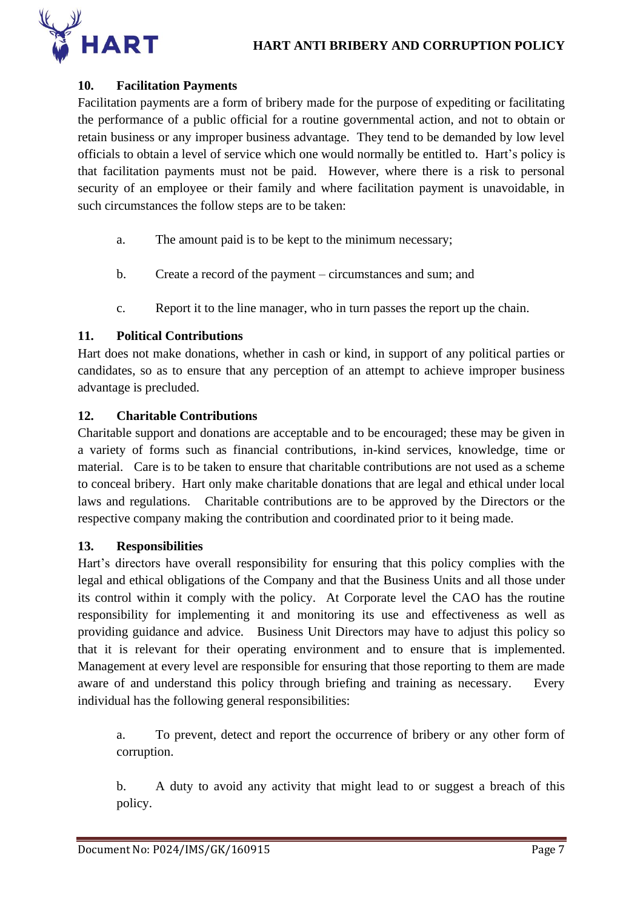## 10. Facilitation Payments

Facilitation payments are a form of bribery made for the purpose of expediting or facilitating the performance of a public official for a routine governmental action, and not to obtain or retain business or any improper business advantage. They tend to be demanded by low level officials to obtain a level of service which one would normally be entitled to. Hart's policy is that facilitation payments must not be paid. However, where there is a risk to personal security of an employee or their family and where facilitation payment is unavoidable, in such circumstances the follow steps are to be taken:

a. The amount paid is to be kept to the minimum necessary;

b. Create a record of the payment – circumstances and sum; and

c. Report it to the line manager, who in turn passes the report up the chain.

## 11. Political Contributions

Hart does not make donations, whether in cash or kind, in support of any political parties or candidates, so as to ensure that any perception of an attempt to achieve improper business advantage is precluded.

## 12. Charitable Contributions

Charitable support and donations are acceptable and to be encouraged; these may be given in a variety of forms such as financial contributions, in-kind services, knowledge, time or material. Care is to be taken to ensure that charitable contributions are not used as a scheme to conceal bribery. Hart only make charitable donations that are legal and ethical under local laws and regulations. Charitable contributions are to be approved by the Directors or the respective company making the contribution and coordinated prior to it being made.

## 13. Responsibilities

Hart's directors have overall responsibility for ensuring that this policy complies with the legal and ethical obligations of the Company and that the Business Units and all those under its control within it comply with the policy. At Corporate level the CAO has the routine responsibility for implementing it and monitoring its use and effectiveness as well as providing guidance and advice. Business Unit Directors may have to adjust this policy so that it is relevant for their operating environment and to ensure that is implemented. Management at every level are responsible for ensuring that those reporting to them are made aware of and understand this policy through briefing and training as necessary. Every individual has the following general responsibilities:

a. To prevent, detect and report the occurrence of bribery or any other form of corruption.

b. A duty to avoid any activity that might lead to or suggest a breach of this policy.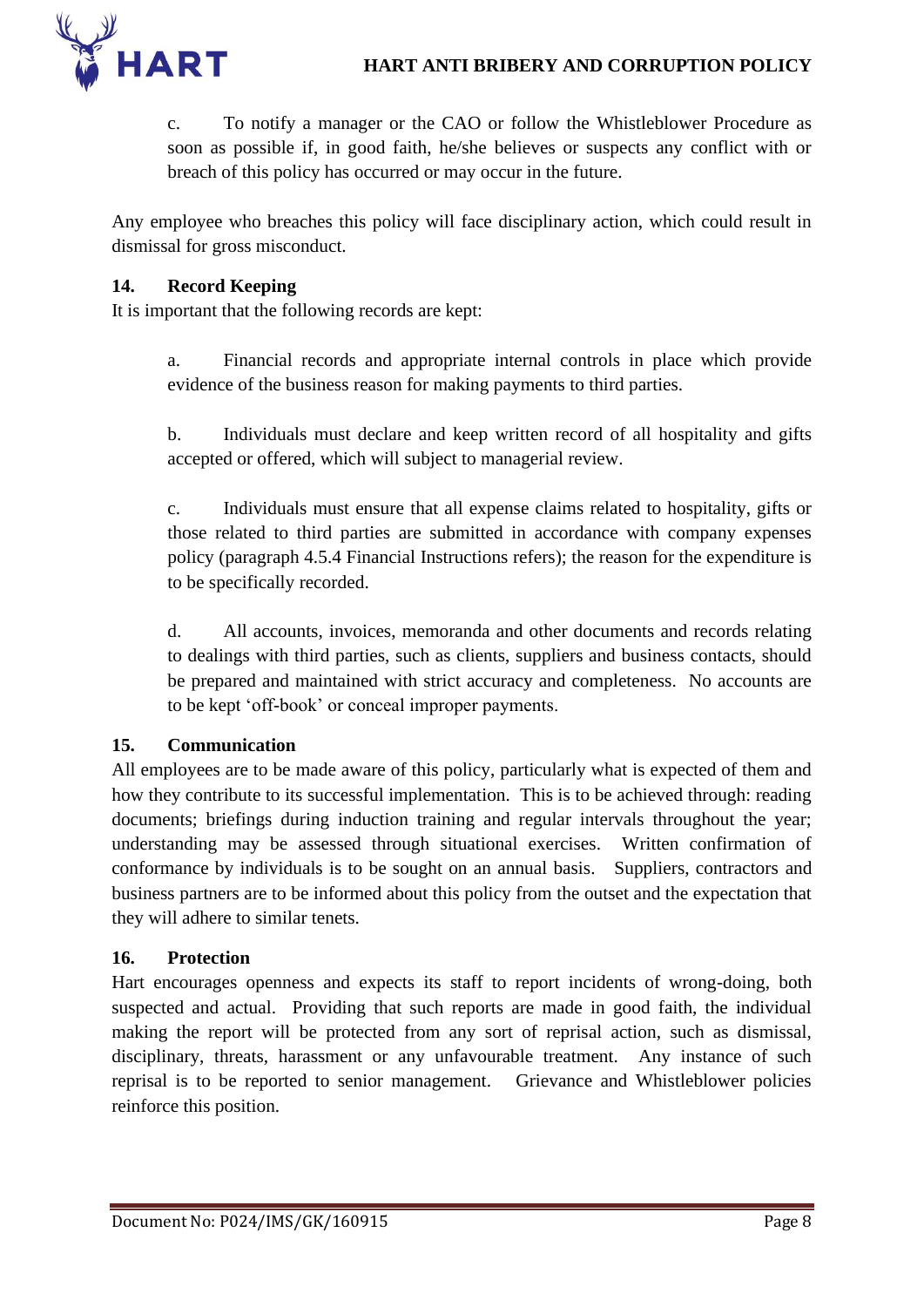c. To notify a manager or the CAO or follow the Whistleblower Procedure as soon as possible if, in good faith, he/she believes or suspects any conflict with or breach of this policy has occurred or may occur in the future.

Any employee who breaches this policy will face disciplinary action, which could result in dismissal for gross misconduct.

## 14. Record Keeping

It is important that the following records are kept:

a. Financial records and appropriate internal controls in place which provide evidence of the business reason for making payments to third parties.

b. Individuals must declare and keep written record of all hospitality and gifts accepted or offered, which will subject to managerial review.

c. Individuals must ensure that all expense claims related to hospitality, gifts or those related to third parties are submitted in accordance with company expenses policy (paragraph 4.5.4 Financial Instructions refers); the reason for the expenditure is to be specifically recorded.

d. All accounts, invoices, memoranda and other documents and records relating to dealings with third parties, such as clients, suppliers and business contacts, should be prepared and maintained with strict accuracy and completeness. No accounts are to be kept 'off-book' or conceal improper payments.

## 15. Communication

All employees are to be made aware of this policy, particularly what is expected of them and how they contribute to its successful implementation. This is to be achieved through: reading documents; briefings during induction training and regular intervals throughout the year; understanding may be assessed through situational exercises. Written confirmation of conformance by individuals is to be sought on an annual basis. Suppliers, contractors and business partners are to be informed about this policy from the outset and the expectation that they will adhere to similar tenets.

## 16. Protection

Hart encourages openness and expects its staff to report incidents of wrong-doing, both suspected and actual. Providing that such reports are made in good faith, the individual making the report will be protected from any sort of reprisal action, such as dismissal, disciplinary, threats, harassment or any unfavourable treatment. Any instance of such reprisal is to be reported to senior management. Grievance and Whistleblower policies reinforce this position.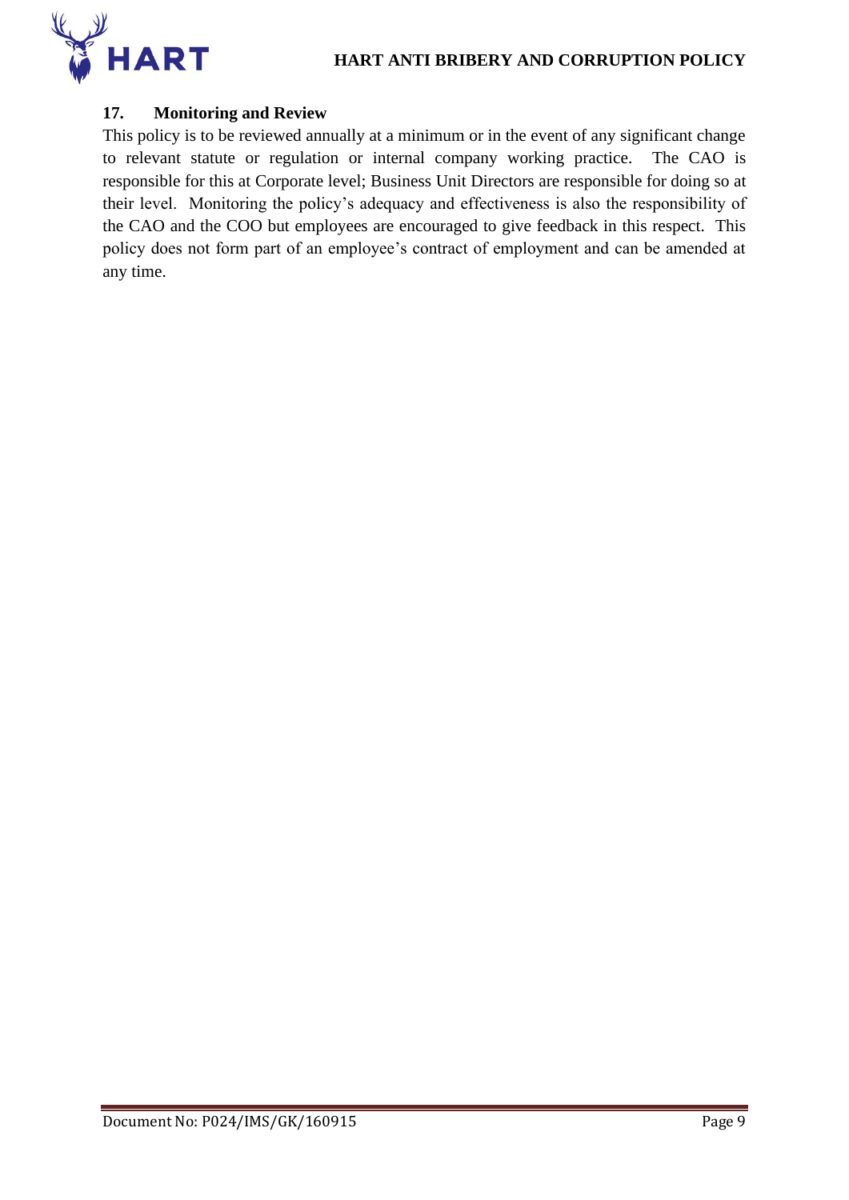## 17. Monitoring and Review

This policy is to be reviewed annually at a minimum or in the event of any significant change to relevant statute or regulation or internal company working practice. The CAO is responsible for this at Corporate level; Business Unit Directors are responsible for doing so at their level. Monitoring the policy's adequacy and effectiveness is also the responsibility of the CAO and the COO but employees are encouraged to give feedback in this respect. This policy does not form part of an employee's contract of employment and can be amended at any time.